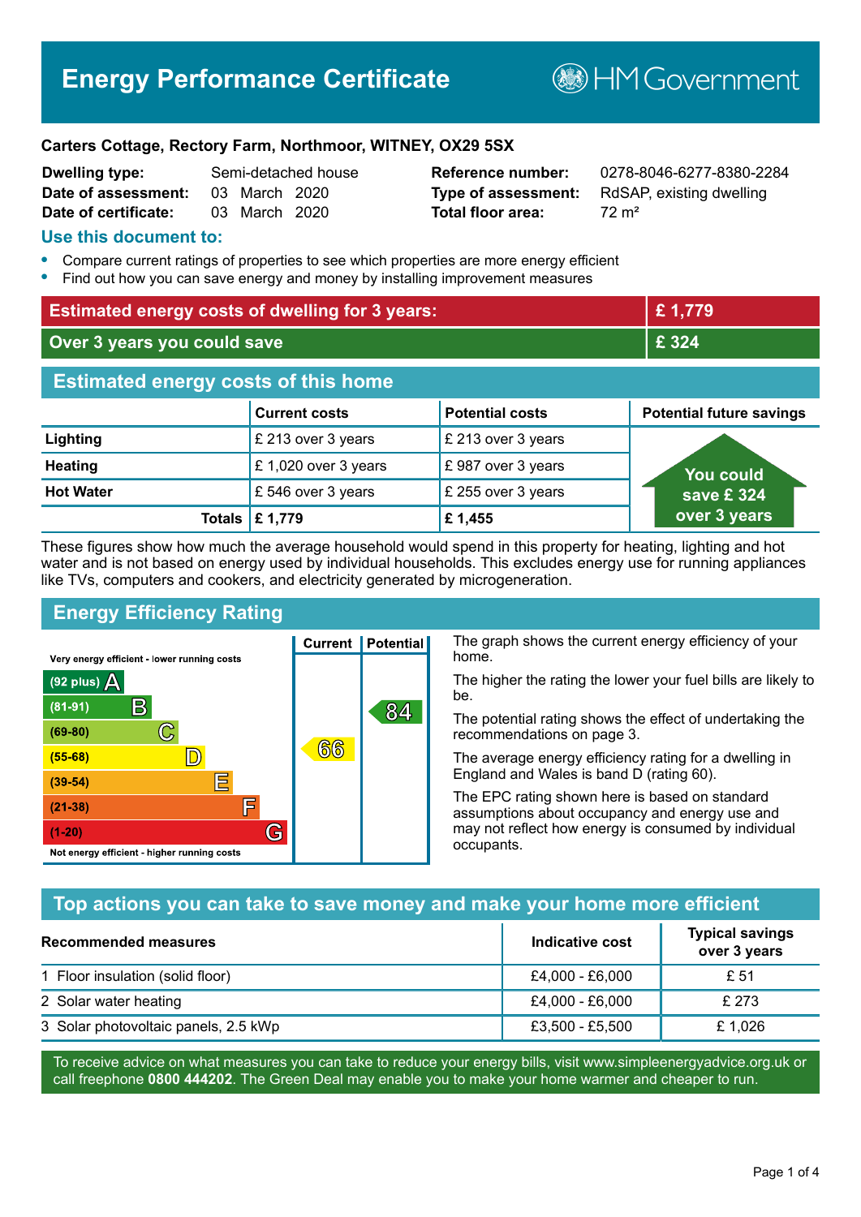# Energy Performance Certificate

HM Government

**Carters Cottage, Rectory Farm, Northmoor, WITNEY, OX29 5SX**

| | | | |
|---|---|---|---|
| **Dwelling type:** | Semi-detached house | **Reference number:** | 0278-8046-6277-8380-2284 |
| **Date of assessment:** | 03 March 2020 | **Type of assessment:** | RdSAP, existing dwelling |
| **Date of certificate:** | 03 March 2020 | **Total floor area:** | 72 m² |

## Use this document to:

- Compare current ratings of properties to see which properties are more energy efficient
- Find out how you can save energy and money by installing improvement measures

| | |
|---|---|
| **Estimated energy costs of dwelling for 3 years:** | **£ 1,779** |
| **Over 3 years you could save** | **£ 324** |

## Estimated energy costs of this home

| | Current costs | Potential costs | Potential future savings |
|---|---|---|---|
| **Lighting** | £ 213 over 3 years | £ 213 over 3 years | You could save £ 324 over 3 years |
| **Heating** | £ 1,020 over 3 years | £ 987 over 3 years | |
| **Hot Water** | £ 546 over 3 years | £ 255 over 3 years | |
| **Totals** | **£ 1,779** | **£ 1,455** | |

These figures show how much the average household would spend in this property for heating, lighting and hot water and is not based on energy used by individual households. This excludes energy use for running appliances like TVs, computers and cookers, and electricity generated by microgeneration.

## Energy Efficiency Rating

| Rating band | Current | Potential |
|---|---|---|
| Very energy efficient - lower running costs | | |
| (92 plus) A | | |
| (81-91) B | | 84 |
| (69-80) C | | |
| (55-68) D | 66 | |
| (39-54) E | | |
| (21-38) F | | |
| (1-20) G | | |
| Not energy efficient - higher running costs | | |

The graph shows the current energy efficiency of your home.

The higher the rating the lower your fuel bills are likely to be.

The potential rating shows the effect of undertaking the recommendations on page 3.

The average energy efficiency rating for a dwelling in England and Wales is band D (rating 60).

The EPC rating shown here is based on standard assumptions about occupancy and energy use and may not reflect how energy is consumed by individual occupants.

## Top actions you can take to save money and make your home more efficient

| Recommended measures | Indicative cost | Typical savings over 3 years |
|---|---|---|
| 1 Floor insulation (solid floor) | £4,000 - £6,000 | £ 51 |
| 2 Solar water heating | £4,000 - £6,000 | £ 273 |
| 3 Solar photovoltaic panels, 2.5 kWp | £3,500 - £5,500 | £ 1,026 |

To receive advice on what measures you can take to reduce your energy bills, visit www.simpleenergyadvice.org.uk or call freephone **0800 444202**. The Green Deal may enable you to make your home warmer and cheaper to run.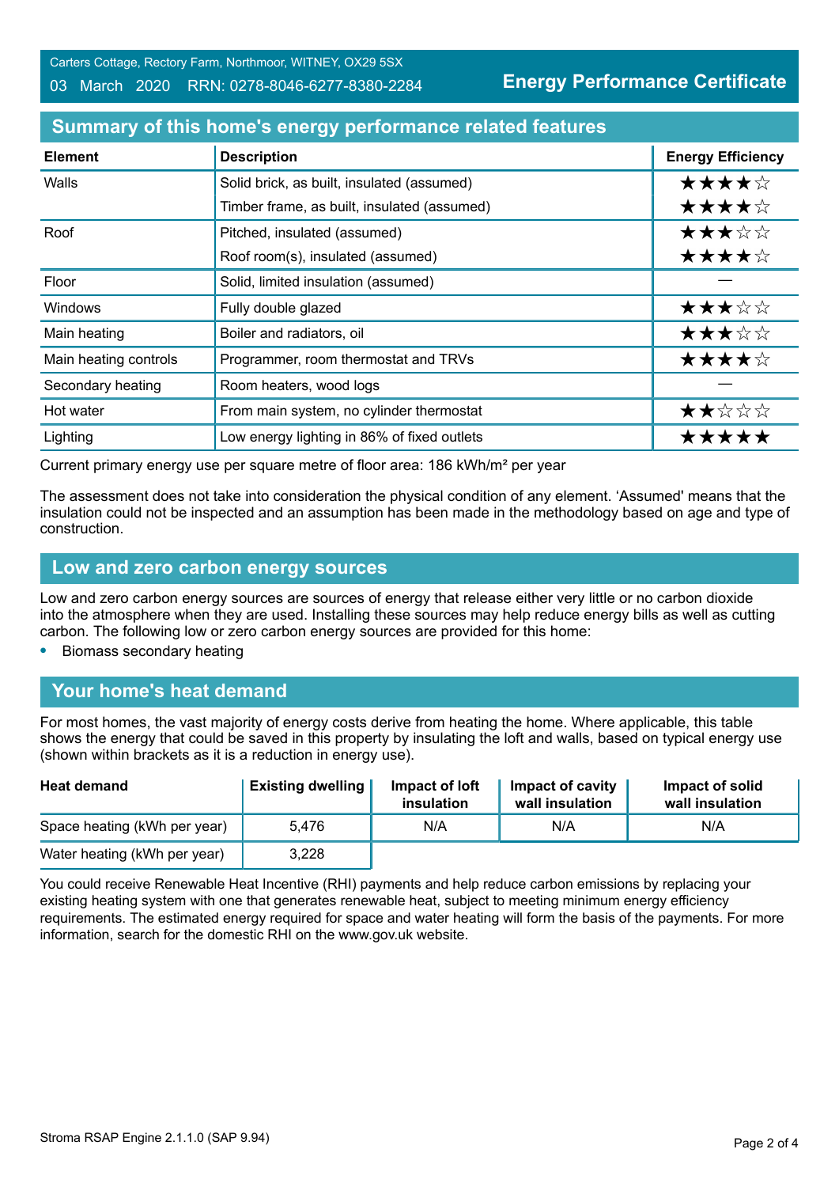Carters Cottage, Rectory Farm, Northmoor, WITNEY, OX29 5SX

03 March 2020 RRN: 0278-8046-6277-8380-2284

**Energy Performance Certificate**

## Summary of this home's energy performance related features

| Element | Description | Energy Efficiency |
|---|---|---|
| Walls | Solid brick, as built, insulated (assumed) | ★★★★☆ |
| | Timber frame, as built, insulated (assumed) | ★★★★☆ |
| Roof | Pitched, insulated (assumed) | ★★★☆☆ |
| | Roof room(s), insulated (assumed) | ★★★★☆ |
| Floor | Solid, limited insulation (assumed) | — |
| Windows | Fully double glazed | ★★★☆☆ |
| Main heating | Boiler and radiators, oil | ★★★☆☆ |
| Main heating controls | Programmer, room thermostat and TRVs | ★★★★☆ |
| Secondary heating | Room heaters, wood logs | — |
| Hot water | From main system, no cylinder thermostat | ★★☆☆☆ |
| Lighting | Low energy lighting in 86% of fixed outlets | ★★★★★ |

Current primary energy use per square metre of floor area: 186 kWh/m² per year

The assessment does not take into consideration the physical condition of any element. 'Assumed' means that the insulation could not be inspected and an assumption has been made in the methodology based on age and type of construction.

## Low and zero carbon energy sources

Low and zero carbon energy sources are sources of energy that release either very little or no carbon dioxide into the atmosphere when they are used. Installing these sources may help reduce energy bills as well as cutting carbon. The following low or zero carbon energy sources are provided for this home:

- Biomass secondary heating

## Your home's heat demand

For most homes, the vast majority of energy costs derive from heating the home. Where applicable, this table shows the energy that could be saved in this property by insulating the loft and walls, based on typical energy use (shown within brackets as it is a reduction in energy use).

| Heat demand | Existing dwelling | Impact of loft insulation | Impact of cavity wall insulation | Impact of solid wall insulation |
|---|---|---|---|---|
| Space heating (kWh per year) | 5,476 | N/A | N/A | N/A |
| Water heating (kWh per year) | 3,228 | | | |

You could receive Renewable Heat Incentive (RHI) payments and help reduce carbon emissions by replacing your existing heating system with one that generates renewable heat, subject to meeting minimum energy efficiency requirements. The estimated energy required for space and water heating will form the basis of the payments. For more information, search for the domestic RHI on the www.gov.uk website.

Stroma RSAP Engine 2.1.1.0 (SAP 9.94)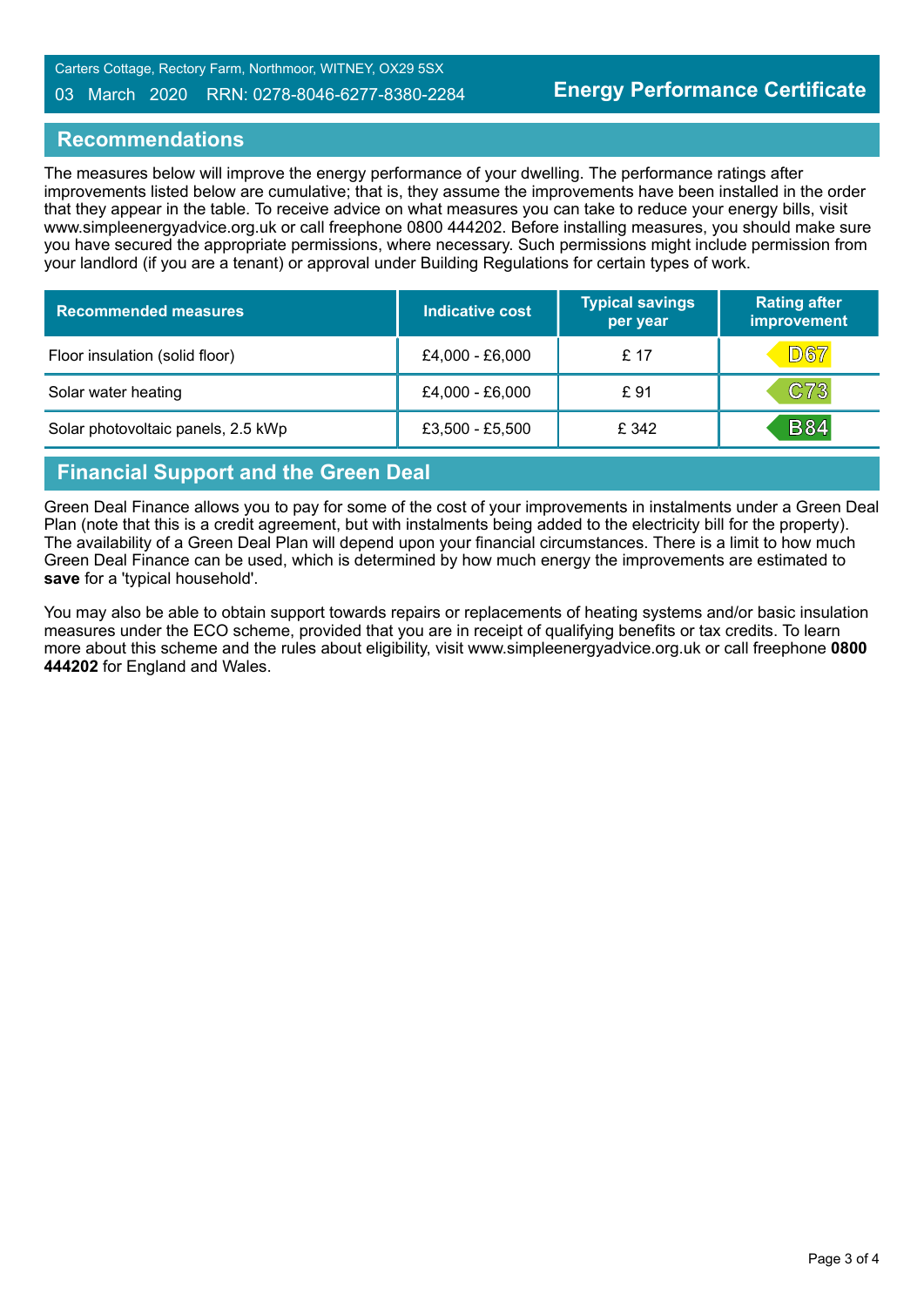Carters Cottage, Rectory Farm, Northmoor, WITNEY, OX29 5SX

03 March 2020 RRN: 0278-8046-6277-8380-2284

**Energy Performance Certificate**

## Recommendations

The measures below will improve the energy performance of your dwelling. The performance ratings after improvements listed below are cumulative; that is, they assume the improvements have been installed in the order that they appear in the table. To receive advice on what measures you can take to reduce your energy bills, visit www.simpleenergyadvice.org.uk or call freephone 0800 444202. Before installing measures, you should make sure you have secured the appropriate permissions, where necessary. Such permissions might include permission from your landlord (if you are a tenant) or approval under Building Regulations for certain types of work.

| Recommended measures | Indicative cost | Typical savings per year | Rating after improvement |
|---|---|---|---|
| Floor insulation (solid floor) | £4,000 - £6,000 | £ 17 | D67 |
| Solar water heating | £4,000 - £6,000 | £ 91 | C73 |
| Solar photovoltaic panels, 2.5 kWp | £3,500 - £5,500 | £ 342 | B84 |

## Financial Support and the Green Deal

Green Deal Finance allows you to pay for some of the cost of your improvements in instalments under a Green Deal Plan (note that this is a credit agreement, but with instalments being added to the electricity bill for the property). The availability of a Green Deal Plan will depend upon your financial circumstances. There is a limit to how much Green Deal Finance can be used, which is determined by how much energy the improvements are estimated to **save** for a 'typical household'.

You may also be able to obtain support towards repairs or replacements of heating systems and/or basic insulation measures under the ECO scheme, provided that you are in receipt of qualifying benefits or tax credits. To learn more about this scheme and the rules about eligibility, visit www.simpleenergyadvice.org.uk or call freephone **0800 444202** for England and Wales.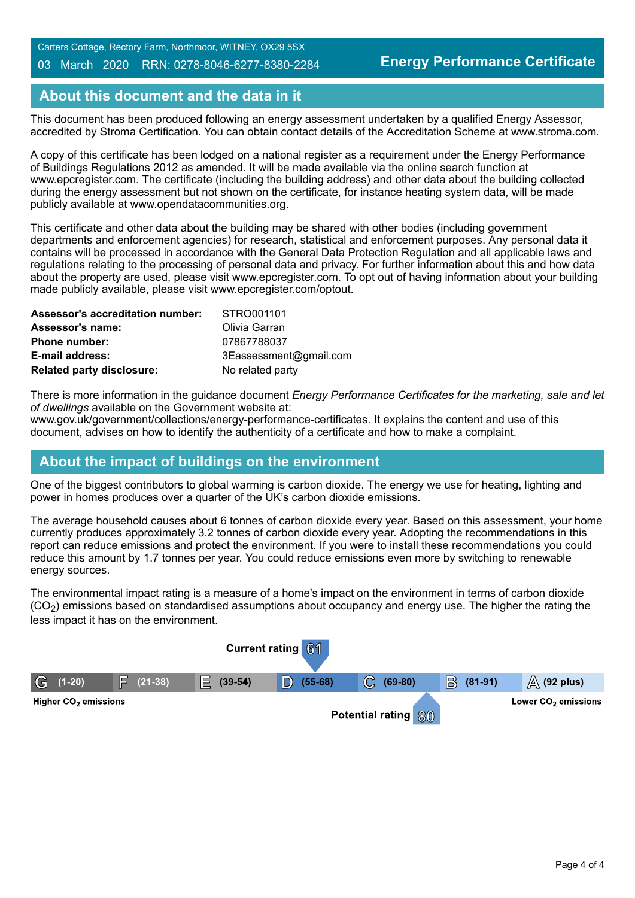Carters Cottage, Rectory Farm, Northmoor, WITNEY, OX29 5SX

03 March 2020 RRN: 0278-8046-6277-8380-2284

**Energy Performance Certificate**

## About this document and the data in it

This document has been produced following an energy assessment undertaken by a qualified Energy Assessor, accredited by Stroma Certification. You can obtain contact details of the Accreditation Scheme at www.stroma.com.

A copy of this certificate has been lodged on a national register as a requirement under the Energy Performance of Buildings Regulations 2012 as amended. It will be made available via the online search function at www.epcregister.com. The certificate (including the building address) and other data about the building collected during the energy assessment but not shown on the certificate, for instance heating system data, will be made publicly available at www.opendatacommunities.org.

This certificate and other data about the building may be shared with other bodies (including government departments and enforcement agencies) for research, statistical and enforcement purposes. Any personal data it contains will be processed in accordance with the General Data Protection Regulation and all applicable laws and regulations relating to the processing of personal data and privacy. For further information about this and how data about the property are used, please visit www.epcregister.com. To opt out of having information about your building made publicly available, please visit www.epcregister.com/optout.

| | |
|---|---|
| **Assessor's accreditation number:** | STRO001101 |
| **Assessor's name:** | Olivia Garran |
| **Phone number:** | 07867788037 |
| **E-mail address:** | 3Eassessment@gmail.com |
| **Related party disclosure:** | No related party |

There is more information in the guidance document *Energy Performance Certificates for the marketing, sale and let of dwellings* available on the Government website at: www.gov.uk/government/collections/energy-performance-certificates. It explains the content and use of this document, advises on how to identify the authenticity of a certificate and how to make a complaint.

## About the impact of buildings on the environment

One of the biggest contributors to global warming is carbon dioxide. The energy we use for heating, lighting and power in homes produces over a quarter of the UK's carbon dioxide emissions.

The average household causes about 6 tonnes of carbon dioxide every year. Based on this assessment, your home currently produces approximately 3.2 tonnes of carbon dioxide every year. Adopting the recommendations in this report can reduce emissions and protect the environment. If you were to install these recommendations you could reduce this amount by 1.7 tonnes per year. You could reduce emissions even more by switching to renewable energy sources.

The environmental impact rating is a measure of a home's impact on the environment in terms of carbon dioxide ($CO_2$) emissions based on standardised assumptions about occupancy and energy use. The higher the rating the less impact it has on the environment.

Current rating 61

G (1-20) F (21-38) E (39-54) D (55-68) C (69-80) B (81-91) A (92 plus)

Higher $CO_2$ emissions

Lower $CO_2$ emissions

Potential rating 80